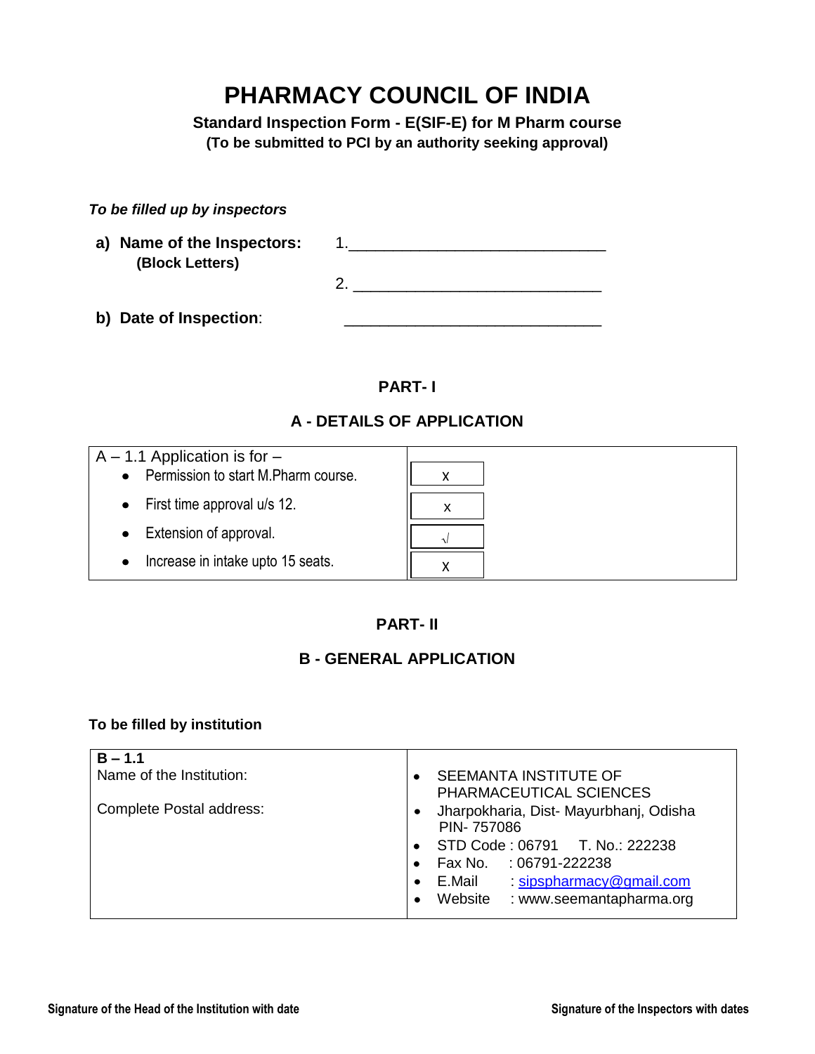# PHARMACY COUNCIL OF INDIA

**Standard Inspection Form - E(SIF-E) for M Pharm course**

**(To be submitted to PCI by an authority seeking approval)**

***To be filled up by inspectors***

**a) Name of the Inspectors:** 1.______________________________
**(Block Letters)**

2. ______________________________

**b) Date of Inspection**: ______________________________

## PART- I

### A - DETAILS OF APPLICATION

| A – 1.1 Application is for – | |
|---|---|
| • Permission to start M.Pharm course. | x |
| • First time approval u/s 12. | x |
| • Extension of approval. | √ |
| • Increase in intake upto 15 seats. | x |

## PART- II

### B - GENERAL APPLICATION

**To be filled by institution**

| **B – 1.1** Name of the Institution: Complete Postal address: | • SEEMANTA INSTITUTE OF PHARMACEUTICAL SCIENCES • Jharpokharia, Dist- Mayurbhanj, Odisha PIN- 757086 • STD Code : 06791 T. No.: 222238 • Fax No. : 06791-222238 • E.Mail : sipspharmacy@gmail.com • Website : www.seemantapharma.org |
|---|---|

**Signature of the Head of the Institution with date** **Signature of the Inspectors with dates**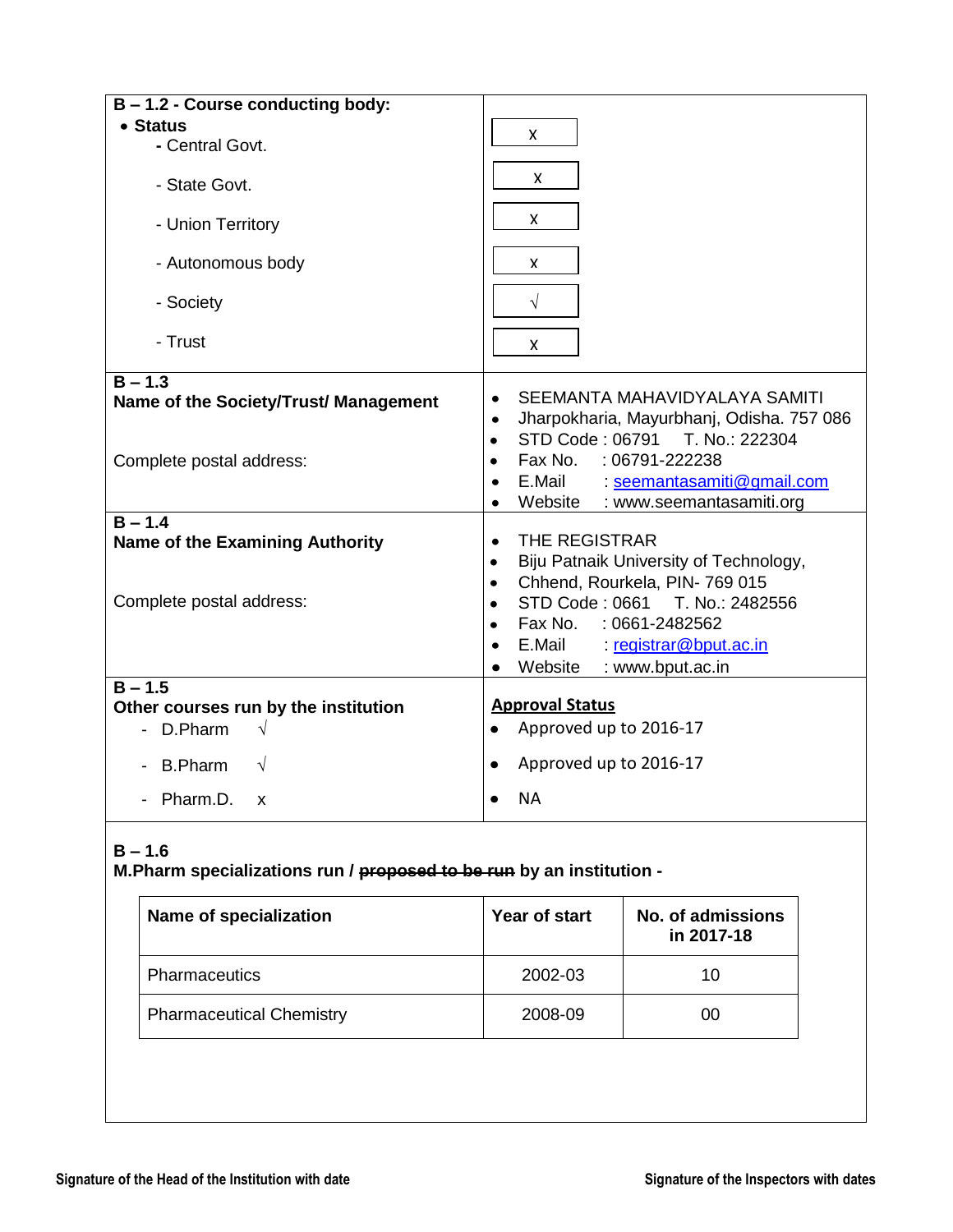| **B – 1.2 - Course conducting body:** | |
|---|---|
| • **Status** | |
| - Central Govt. | x |
| - State Govt. | x |
| - Union Territory | x |
| - Autonomous body | x |
| - Society | √ |
| - Trust | x |
| **B – 1.3**<br>**Name of the Society/Trust/ Management**<br><br>Complete postal address: | • SEEMANTA MAHAVIDYALAYA SAMITI<br>• Jharpokharia, Mayurbhanj, Odisha. 757 086<br>• STD Code : 06791 T. No.: 222304<br>• Fax No. : 06791-222238<br>• E.Mail : seemantasamiti@gmail.com<br>• Website : www.seemantasamiti.org |
| **B – 1.4**<br>**Name of the Examining Authority**<br><br>Complete postal address: | • THE REGISTRAR<br>• Biju Patnaik University of Technology,<br>• Chhend, Rourkela, PIN- 769 015<br>• STD Code : 0661 T. No.: 2482556<br>• Fax No. : 0661-2482562<br>• E.Mail : registrar@bput.ac.in<br>• Website : www.bput.ac.in |
| **B – 1.5**<br>**Other courses run by the institution** | **Approval Status** |
| - D.Pharm √ | • Approved up to 2016-17 |
| - B.Pharm √ | • Approved up to 2016-17 |
| - Pharm.D. x | • NA |

**B – 1.6**
**M.Pharm specializations run / ~~proposed to be run~~ by an institution -**

| Name of specialization | Year of start | No. of admissions in 2017-18 |
|---|---|---|
| Pharmaceutics | 2002-03 | 10 |
| Pharmaceutical Chemistry | 2008-09 | 00 |

**Signature of the Head of the Institution with date** **Signature of the Inspectors with dates**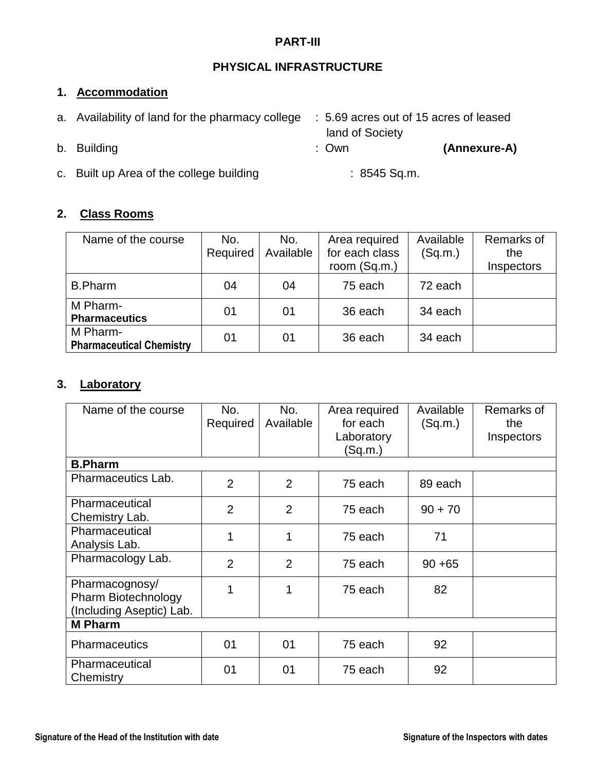# PART-III

## PHYSICAL INFRASTRUCTURE

### 1. Accommodation

a. Availability of land for the pharmacy college : 5.69 acres out of 15 acres of leased land of Society

b. Building : Own **(Annexure-A)**

c. Built up Area of the college building : 8545 Sq.m.

### 2. Class Rooms

| Name of the course | No. Required | No. Available | Area required for each class room (Sq.m.) | Available (Sq.m.) | Remarks of the Inspectors |
|---|---|---|---|---|---|
| B.Pharm | 04 | 04 | 75 each | 72 each | |
| M Pharm- **Pharmaceutics** | 01 | 01 | 36 each | 34 each | |
| M Pharm- **Pharmaceutical Chemistry** | 01 | 01 | 36 each | 34 each | |

### 3. Laboratory

| Name of the course | No. Required | No. Available | Area required for each Laboratory (Sq.m.) | Available (Sq.m.) | Remarks of the Inspectors |
|---|---|---|---|---|---|
| **B.Pharm** | | | | | |
| Pharmaceutics Lab. | 2 | 2 | 75 each | 89 each | |
| Pharmaceutical Chemistry Lab. | 2 | 2 | 75 each | 90 + 70 | |
| Pharmaceutical Analysis Lab. | 1 | 1 | 75 each | 71 | |
| Pharmacology Lab. | 2 | 2 | 75 each | 90 +65 | |
| Pharmacognosy/ Pharm Biotechnology (Including Aseptic) Lab. | 1 | 1 | 75 each | 82 | |
| **M Pharm** | | | | | |
| Pharmaceutics | 01 | 01 | 75 each | 92 | |
| Pharmaceutical Chemistry | 01 | 01 | 75 each | 92 | |

**Signature of the Head of the Institution with date** **Signature of the Inspectors with dates**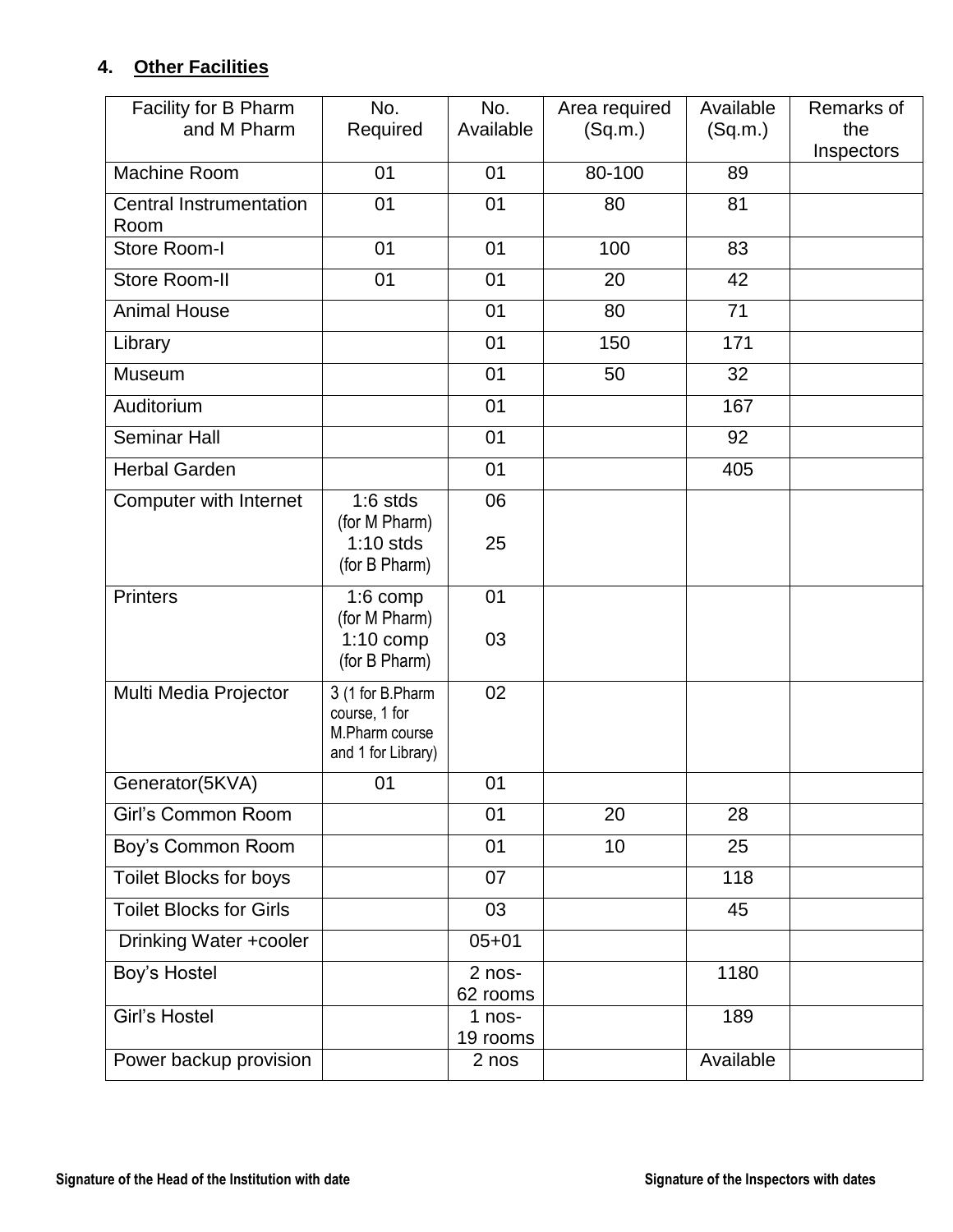## 4. Other Facilities

| Facility for B Pharm and M Pharm | No. Required | No. Available | Area required (Sq.m.) | Available (Sq.m.) | Remarks of the Inspectors |
|---|---|---|---|---|---|
| Machine Room | 01 | 01 | 80-100 | 89 | |
| Central Instrumentation Room | 01 | 01 | 80 | 81 | |
| Store Room-I | 01 | 01 | 100 | 83 | |
| Store Room-II | 01 | 01 | 20 | 42 | |
| Animal House | | 01 | 80 | 71 | |
| Library | | 01 | 150 | 171 | |
| Museum | | 01 | 50 | 32 | |
| Auditorium | | 01 | | 167 | |
| Seminar Hall | | 01 | | 92 | |
| Herbal Garden | | 01 | | 405 | |
| Computer with Internet | 1:6 stds (for M Pharm) 1:10 stds (for B Pharm) | 06 25 | | | |
| Printers | 1:6 comp (for M Pharm) 1:10 comp (for B Pharm) | 01 03 | | | |
| Multi Media Projector | 3 (1 for B.Pharm course, 1 for M.Pharm course and 1 for Library) | 02 | | | |
| Generator(5KVA) | 01 | 01 | | | |
| Girl's Common Room | | 01 | 20 | 28 | |
| Boy's Common Room | | 01 | 10 | 25 | |
| Toilet Blocks for boys | | 07 | | 118 | |
| Toilet Blocks for Girls | | 03 | | 45 | |
| Drinking Water +cooler | | 05+01 | | | |
| Boy's Hostel | | 2 nos- 62 rooms | | 1180 | |
| Girl's Hostel | | 1 nos- 19 rooms | | 189 | |
| Power backup provision | | 2 nos | | Available | |

**Signature of the Head of the Institution with date** | **Signature of the Inspectors with dates**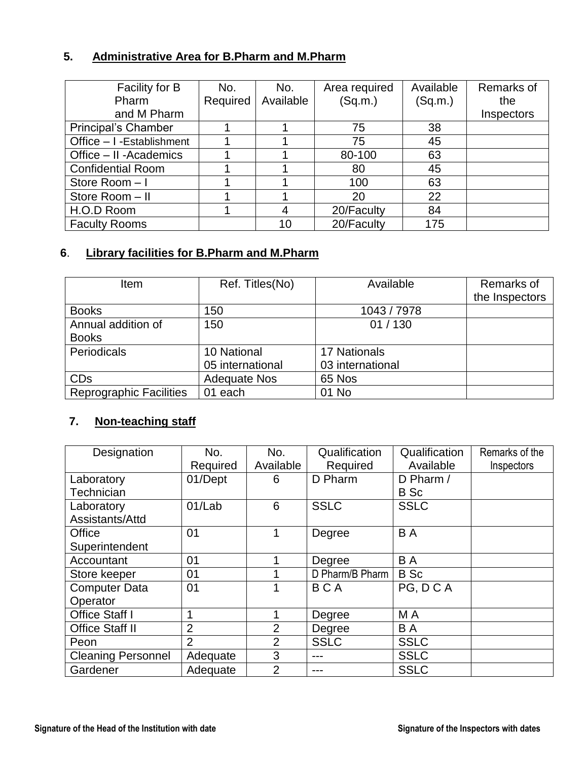## 5. Administrative Area for B.Pharm and M.Pharm

| Facility for B Pharm and M Pharm | No. Required | No. Available | Area required (Sq.m.) | Available (Sq.m.) | Remarks of the Inspectors |
|---|---|---|---|---|---|
| Principal's Chamber | 1 | 1 | 75 | 38 | |
| Office – I -Establishment | 1 | 1 | 75 | 45 | |
| Office – II -Academics | 1 | 1 | 80-100 | 63 | |
| Confidential Room | 1 | 1 | 80 | 45 | |
| Store Room – I | 1 | 1 | 100 | 63 | |
| Store Room – II | 1 | 1 | 20 | 22 | |
| H.O.D Room | 1 | 4 | 20/Faculty | 84 | |
| Faculty Rooms | | 10 | 20/Faculty | 175 | |

## 6. Library facilities for B.Pharm and M.Pharm

| Item | Ref. Titles(No) | Available | Remarks of the Inspectors |
|---|---|---|---|
| Books | 150 | 1043 / 7978 | |
| Annual addition of Books | 150 | 01 / 130 | |
| Periodicals | 10 National<br>05 international | 17 Nationals<br>03 international | |
| CDs | Adequate Nos | 65 Nos | |
| Reprographic Facilities | 01 each | 01 No | |

## 7. Non-teaching staff

| Designation | No. Required | No. Available | Qualification Required | Qualification Available | Remarks of the Inspectors |
|---|---|---|---|---|---|
| Laboratory Technician | 01/Dept | 6 | D Pharm | D Pharm / B Sc | |
| Laboratory Assistants/Attd | 01/Lab | 6 | SSLC | SSLC | |
| Office Superintendent | 01 | 1 | Degree | B A | |
| Accountant | 01 | 1 | Degree | B A | |
| Store keeper | 01 | 1 | D Pharm/B Pharm | B Sc | |
| Computer Data Operator | 01 | 1 | B C A | PG, D C A | |
| Office Staff I | 1 | 1 | Degree | M A | |
| Office Staff II | 2 | 2 | Degree | B A | |
| Peon | 2 | 2 | SSLC | SSLC | |
| Cleaning Personnel | Adequate | 3 | --- | SSLC | |
| Gardener | Adequate | 2 | --- | SSLC | |

**Signature of the Head of the Institution with date** **Signature of the Inspectors with dates**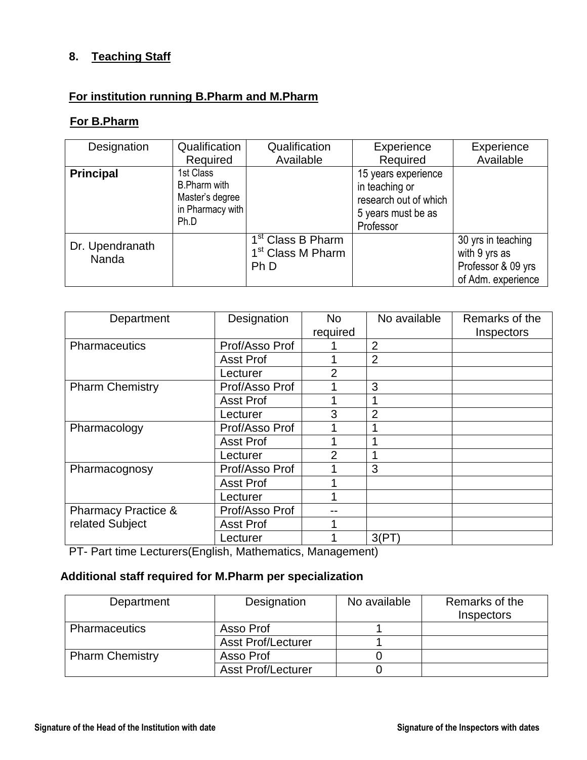## 8. Teaching Staff

**For institution running B.Pharm and M.Pharm**

**For B.Pharm**

| Designation | Qualification Required | Qualification Available | Experience Required | Experience Available |
|---|---|---|---|---|
| **Principal** | 1st Class B.Pharm with Master's degree in Pharmacy with Ph.D | | 15 years experience in teaching or research out of which 5 years must be as Professor | |
| Dr. Upendranath Nanda | | 1st Class B Pharm<br>1st Class M Pharm<br>Ph D | | 30 yrs in teaching with 9 yrs as Professor & 09 yrs of Adm. experience |

| Department | Designation | No required | No available | Remarks of the Inspectors |
|---|---|---|---|---|
| Pharmaceutics | Prof/Asso Prof | 1 | 2 | |
| | Asst Prof | 1 | 2 | |
| | Lecturer | 2 | | |
| Pharm Chemistry | Prof/Asso Prof | 1 | 3 | |
| | Asst Prof | 1 | 1 | |
| | Lecturer | 3 | 2 | |
| Pharmacology | Prof/Asso Prof | 1 | 1 | |
| | Asst Prof | 1 | 1 | |
| | Lecturer | 2 | 1 | |
| Pharmacognosy | Prof/Asso Prof | 1 | 3 | |
| | Asst Prof | 1 | | |
| | Lecturer | 1 | | |
| Pharmacy Practice & related Subject | Prof/Asso Prof | -- | | |
| | Asst Prof | 1 | | |
| | Lecturer | 1 | 3(PT) | |

PT- Part time Lecturers(English, Mathematics, Management)

**Additional staff required for M.Pharm per specialization**

| Department | Designation | No available | Remarks of the Inspectors |
|---|---|---|---|
| Pharmaceutics | Asso Prof | 1 | |
| | Asst Prof/Lecturer | 1 | |
| Pharm Chemistry | Asso Prof | 0 | |
| | Asst Prof/Lecturer | 0 | |

**Signature of the Head of the Institution with date** **Signature of the Inspectors with dates**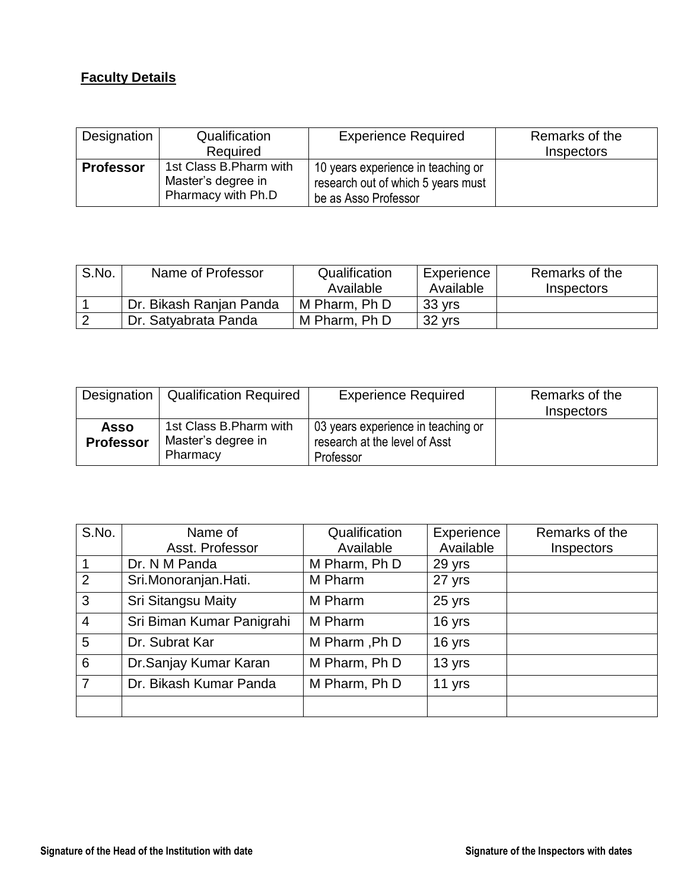**Faculty Details**

| Designation | Qualification Required | Experience Required | Remarks of the Inspectors |
|---|---|---|---|
| **Professor** | 1st Class B.Pharm with Master's degree in Pharmacy with Ph.D | 10 years experience in teaching or research out of which 5 years must be as Asso Professor | |

| S.No. | Name of Professor | Qualification Available | Experience Available | Remarks of the Inspectors |
|---|---|---|---|---|
| 1 | Dr. Bikash Ranjan Panda | M Pharm, Ph D | 33 yrs | |
| 2 | Dr. Satyabrata Panda | M Pharm, Ph D | 32 yrs | |

| Designation | Qualification Required | Experience Required | Remarks of the Inspectors |
|---|---|---|---|
| **Asso Professor** | 1st Class B.Pharm with Master's degree in Pharmacy | 03 years experience in teaching or research at the level of Asst Professor | |

| S.No. | Name of Asst. Professor | Qualification Available | Experience Available | Remarks of the Inspectors |
|---|---|---|---|---|
| 1 | Dr. N M Panda | M Pharm, Ph D | 29 yrs | |
| 2 | Sri.Monoranjan.Hati. | M Pharm | 27 yrs | |
| 3 | Sri Sitangsu Maity | M Pharm | 25 yrs | |
| 4 | Sri Biman Kumar Panigrahi | M Pharm | 16 yrs | |
| 5 | Dr. Subrat Kar | M Pharm ,Ph D | 16 yrs | |
| 6 | Dr.Sanjay Kumar Karan | M Pharm, Ph D | 13 yrs | |
| 7 | Dr. Bikash Kumar Panda | M Pharm, Ph D | 11 yrs | |
| | | | | |

**Signature of the Head of the Institution with date** **Signature of the Inspectors with dates**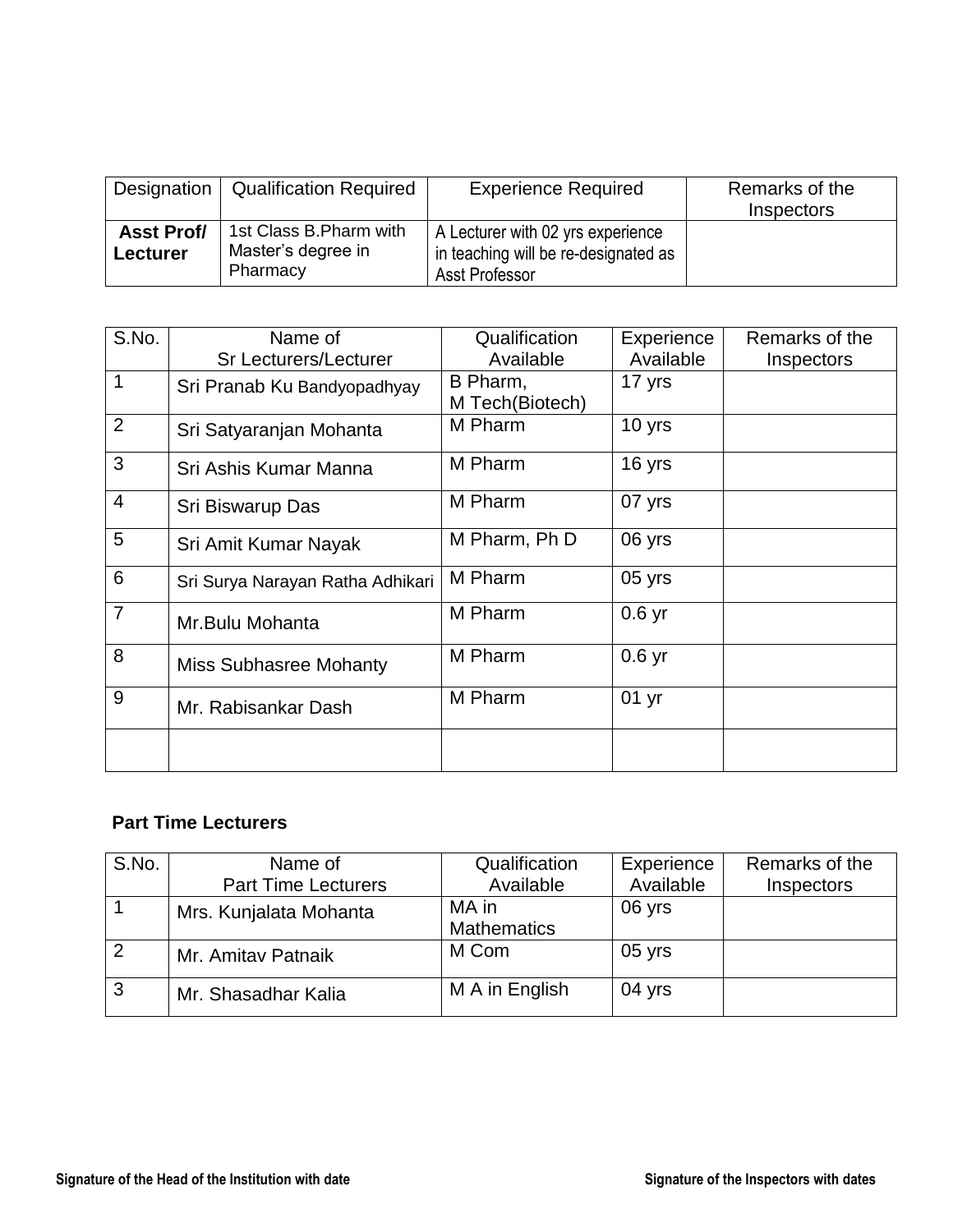| Designation | Qualification Required | Experience Required | Remarks of the Inspectors |
|---|---|---|---|
| **Asst Prof/ Lecturer** | 1st Class B.Pharm with Master's degree in Pharmacy | A Lecturer with 02 yrs experience in teaching will be re-designated as Asst Professor | |

| S.No. | Name of Sr Lecturers/Lecturer | Qualification Available | Experience Available | Remarks of the Inspectors |
|---|---|---|---|---|
| 1 | Sri Pranab Ku Bandyopadhyay | B Pharm, M Tech(Biotech) | 17 yrs | |
| 2 | Sri Satyaranjan Mohanta | M Pharm | 10 yrs | |
| 3 | Sri Ashis Kumar Manna | M Pharm | 16 yrs | |
| 4 | Sri Biswarup Das | M Pharm | 07 yrs | |
| 5 | Sri Amit Kumar Nayak | M Pharm, Ph D | 06 yrs | |
| 6 | Sri Surya Narayan Ratha Adhikari | M Pharm | 05 yrs | |
| 7 | Mr.Bulu Mohanta | M Pharm | 0.6 yr | |
| 8 | Miss Subhasree Mohanty | M Pharm | 0.6 yr | |
| 9 | Mr. Rabisankar Dash | M Pharm | 01 yr | |
| | | | | |

**Part Time Lecturers**

| S.No. | Name of Part Time Lecturers | Qualification Available | Experience Available | Remarks of the Inspectors |
|---|---|---|---|---|
| 1 | Mrs. Kunjalata Mohanta | MA in Mathematics | 06 yrs | |
| 2 | Mr. Amitav Patnaik | M Com | 05 yrs | |
| 3 | Mr. Shasadhar Kalia | M A in English | 04 yrs | |

**Signature of the Head of the Institution with date**

**Signature of the Inspectors with dates**